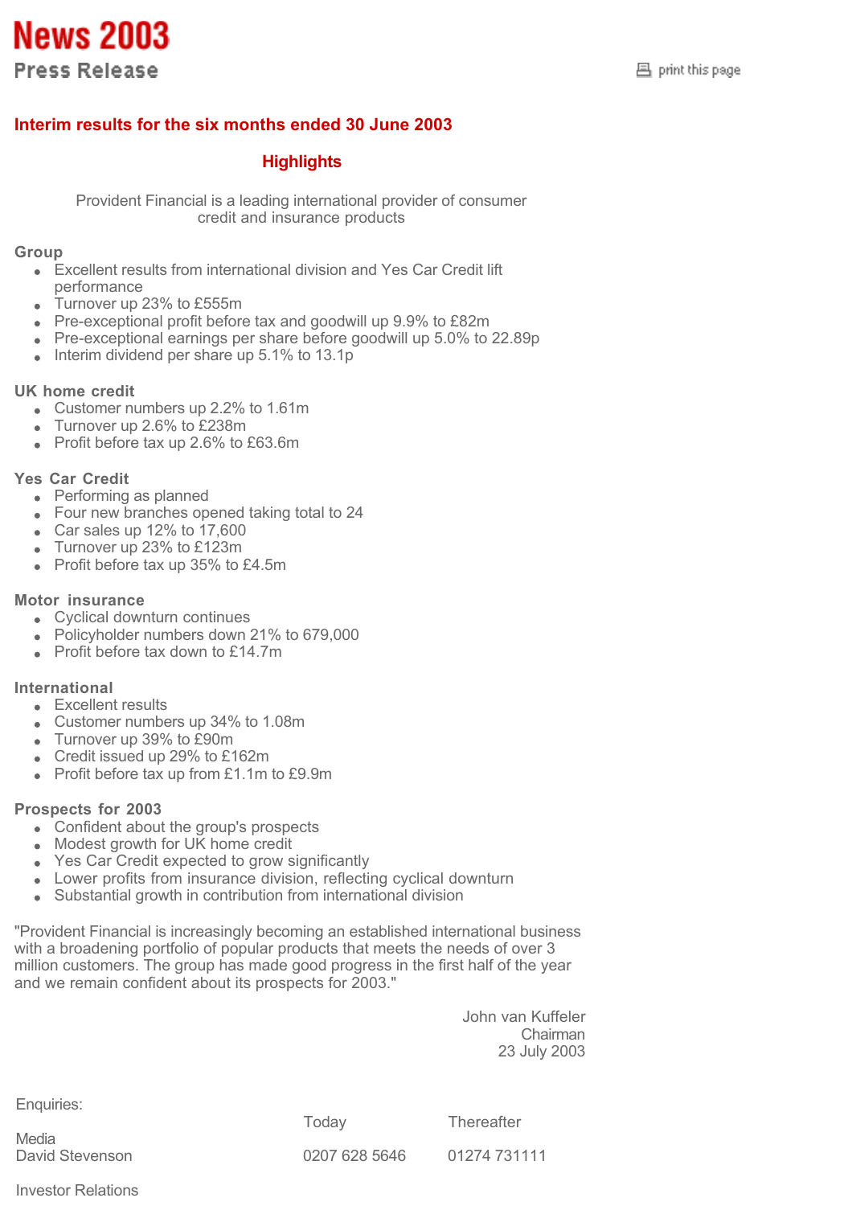# News 2003

## Press Release

print this page

### Interim results for the six months ended 30 June 2003

### Highlights

Provident Financial is a leading international provider of consumer credit and insurance products

**Group**

- Excellent results from international division and Yes Car Credit lift performance
- Turnover up 23% to £555m
- Pre-exceptional profit before tax and goodwill up 9.9% to £82m
- Pre-exceptional earnings per share before goodwill up 5.0% to 22.89p
- Interim dividend per share up 5.1% to 13.1p

**UK home credit**

- Customer numbers up 2.2% to 1.61m
- Turnover up 2.6% to £238m
- Profit before tax up 2.6% to £63.6m

**Yes Car Credit**

- Performing as planned
- Four new branches opened taking total to 24
- Car sales up 12% to 17,600
- Turnover up 23% to £123m
- Profit before tax up 35% to £4.5m

**Motor insurance**

- Cyclical downturn continues
- Policyholder numbers down 21% to 679,000
- Profit before tax down to £14.7m

**International**

- Excellent results
- Customer numbers up 34% to 1.08m
- Turnover up 39% to £90m
- Credit issued up 29% to £162m
- Profit before tax up from £1.1m to £9.9m

**Prospects for 2003**

- Confident about the group's prospects
- Modest growth for UK home credit
- Yes Car Credit expected to grow significantly
- Lower profits from insurance division, reflecting cyclical downturn
- Substantial growth in contribution from international division

"Provident Financial is increasingly becoming an established international business with a broadening portfolio of popular products that meets the needs of over 3 million customers. The group has made good progress in the first half of the year and we remain confident about its prospects for 2003."

John van Kuffeler
Chairman
23 July 2003

Enquiries:

| | Today | Thereafter |
|---|---|---|
| Media | | |
| David Stevenson | 0207 628 5646 | 01274 731111 |

Investor Relations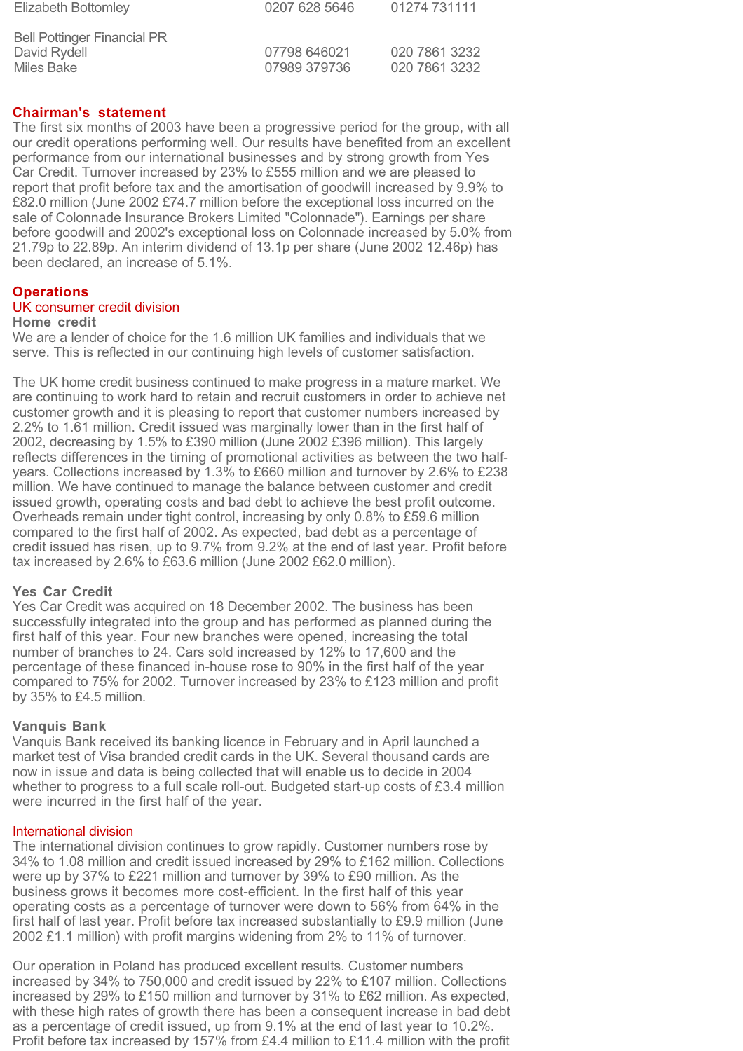| | | |
|---|---|---|
| Elizabeth Bottomley | 0207 628 5646 | 01274 731111 |
| | | |
| Bell Pottinger Financial PR | | |
| David Rydell | 07798 646021 | 020 7861 3232 |
| Miles Bake | 07989 379736 | 020 7861 3232 |

## Chairman's statement

The first six months of 2003 have been a progressive period for the group, with all our credit operations performing well. Our results have benefited from an excellent performance from our international businesses and by strong growth from Yes Car Credit. Turnover increased by 23% to £555 million and we are pleased to report that profit before tax and the amortisation of goodwill increased by 9.9% to £82.0 million (June 2002 £74.7 million before the exceptional loss incurred on the sale of Colonnade Insurance Brokers Limited "Colonnade"). Earnings per share before goodwill and 2002's exceptional loss on Colonnade increased by 5.0% from 21.79p to 22.89p. An interim dividend of 13.1p per share (June 2002 12.46p) has been declared, an increase of 5.1%.

## Operations

### UK consumer credit division

#### Home credit

We are a lender of choice for the 1.6 million UK families and individuals that we serve. This is reflected in our continuing high levels of customer satisfaction.

The UK home credit business continued to make progress in a mature market. We are continuing to work hard to retain and recruit customers in order to achieve net customer growth and it is pleasing to report that customer numbers increased by 2.2% to 1.61 million. Credit issued was marginally lower than in the first half of 2002, decreasing by 1.5% to £390 million (June 2002 £396 million). This largely reflects differences in the timing of promotional activities as between the two half-years. Collections increased by 1.3% to £660 million and turnover by 2.6% to £238 million. We have continued to manage the balance between customer and credit issued growth, operating costs and bad debt to achieve the best profit outcome. Overheads remain under tight control, increasing by only 0.8% to £59.6 million compared to the first half of 2002. As expected, bad debt as a percentage of credit issued has risen, up to 9.7% from 9.2% at the end of last year. Profit before tax increased by 2.6% to £63.6 million (June 2002 £62.0 million).

#### Yes Car Credit

Yes Car Credit was acquired on 18 December 2002. The business has been successfully integrated into the group and has performed as planned during the first half of this year. Four new branches were opened, increasing the total number of branches to 24. Cars sold increased by 12% to 17,600 and the percentage of these financed in-house rose to 90% in the first half of the year compared to 75% for 2002. Turnover increased by 23% to £123 million and profit by 35% to £4.5 million.

#### Vanquis Bank

Vanquis Bank received its banking licence in February and in April launched a market test of Visa branded credit cards in the UK. Several thousand cards are now in issue and data is being collected that will enable us to decide in 2004 whether to progress to a full scale roll-out. Budgeted start-up costs of £3.4 million were incurred in the first half of the year.

### International division

The international division continues to grow rapidly. Customer numbers rose by 34% to 1.08 million and credit issued increased by 29% to £162 million. Collections were up by 37% to £221 million and turnover by 39% to £90 million. As the business grows it becomes more cost-efficient. In the first half of this year operating costs as a percentage of turnover were down to 56% from 64% in the first half of last year. Profit before tax increased substantially to £9.9 million (June 2002 £1.1 million) with profit margins widening from 2% to 11% of turnover.

Our operation in Poland has produced excellent results. Customer numbers increased by 34% to 750,000 and credit issued by 22% to £107 million. Collections increased by 29% to £150 million and turnover by 31% to £62 million. As expected, with these high rates of growth there has been a consequent increase in bad debt as a percentage of credit issued, up from 9.1% at the end of last year to 10.2%. Profit before tax increased by 157% from £4.4 million to £11.4 million with the profit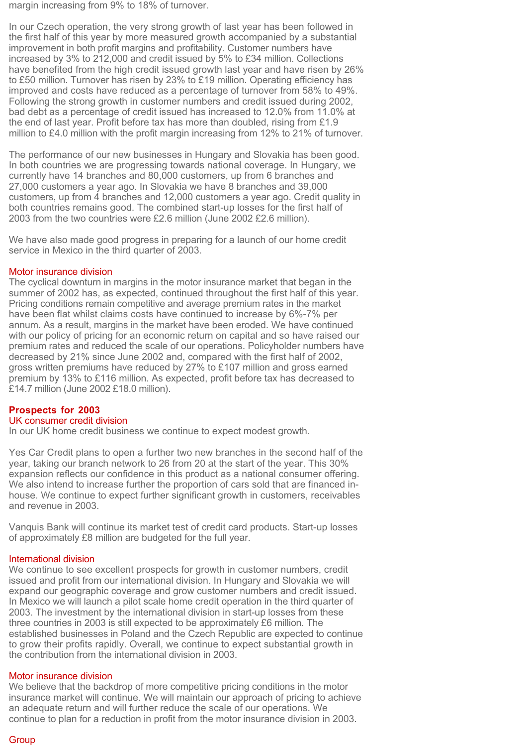margin increasing from 9% to 18% of turnover.

In our Czech operation, the very strong growth of last year has been followed in the first half of this year by more measured growth accompanied by a substantial improvement in both profit margins and profitability. Customer numbers have increased by 3% to 212,000 and credit issued by 5% to £34 million. Collections have benefited from the high credit issued growth last year and have risen by 26% to £50 million. Turnover has risen by 23% to £19 million. Operating efficiency has improved and costs have reduced as a percentage of turnover from 58% to 49%. Following the strong growth in customer numbers and credit issued during 2002, bad debt as a percentage of credit issued has increased to 12.0% from 11.0% at the end of last year. Profit before tax has more than doubled, rising from £1.9 million to £4.0 million with the profit margin increasing from 12% to 21% of turnover.

The performance of our new businesses in Hungary and Slovakia has been good. In both countries we are progressing towards national coverage. In Hungary, we currently have 14 branches and 80,000 customers, up from 6 branches and 27,000 customers a year ago. In Slovakia we have 8 branches and 39,000 customers, up from 4 branches and 12,000 customers a year ago. Credit quality in both countries remains good. The combined start-up losses for the first half of 2003 from the two countries were £2.6 million (June 2002 £2.6 million).

We have also made good progress in preparing for a launch of our home credit service in Mexico in the third quarter of 2003.

### Motor insurance division

The cyclical downturn in margins in the motor insurance market that began in the summer of 2002 has, as expected, continued throughout the first half of this year. Pricing conditions remain competitive and average premium rates in the market have been flat whilst claims costs have continued to increase by 6%-7% per annum. As a result, margins in the market have been eroded. We have continued with our policy of pricing for an economic return on capital and so have raised our premium rates and reduced the scale of our operations. Policyholder numbers have decreased by 21% since June 2002 and, compared with the first half of 2002, gross written premiums have reduced by 27% to £107 million and gross earned premium by 13% to £116 million. As expected, profit before tax has decreased to £14.7 million (June 2002 £18.0 million).

## Prospects for 2003

### UK consumer credit division

In our UK home credit business we continue to expect modest growth.

Yes Car Credit plans to open a further two new branches in the second half of the year, taking our branch network to 26 from 20 at the start of the year. This 30% expansion reflects our confidence in this product as a national consumer offering. We also intend to increase further the proportion of cars sold that are financed in-house. We continue to expect further significant growth in customers, receivables and revenue in 2003.

Vanquis Bank will continue its market test of credit card products. Start-up losses of approximately £8 million are budgeted for the full year.

### International division

We continue to see excellent prospects for growth in customer numbers, credit issued and profit from our international division. In Hungary and Slovakia we will expand our geographic coverage and grow customer numbers and credit issued. In Mexico we will launch a pilot scale home credit operation in the third quarter of 2003. The investment by the international division in start-up losses from these three countries in 2003 is still expected to be approximately £6 million. The established businesses in Poland and the Czech Republic are expected to continue to grow their profits rapidly. Overall, we continue to expect substantial growth in the contribution from the international division in 2003.

### Motor insurance division

We believe that the backdrop of more competitive pricing conditions in the motor insurance market will continue. We will maintain our approach of pricing to achieve an adequate return and will further reduce the scale of our operations. We continue to plan for a reduction in profit from the motor insurance division in 2003.

### Group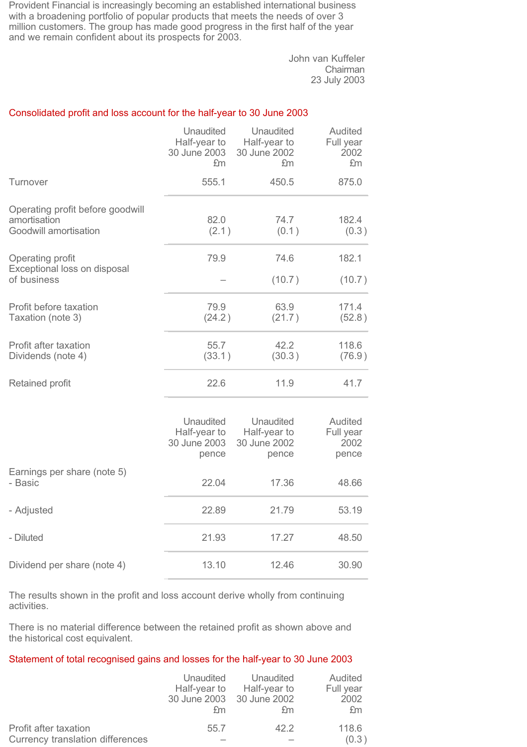Provident Financial is increasingly becoming an established international business with a broadening portfolio of popular products that meets the needs of over 3 million customers. The group has made good progress in the first half of the year and we remain confident about its prospects for 2003.

John van Kuffeler
Chairman
23 July 2003

## Consolidated profit and loss account for the half-year to 30 June 2003

| | Unaudited Half-year to 30 June 2003 £m | Unaudited Half-year to 30 June 2002 £m | Audited Full year 2002 £m |
|---|---|---|---|
| Turnover | 555.1 | 450.5 | 875.0 |
| Operating profit before goodwill amortisation | 82.0 | 74.7 | 182.4 |
| Goodwill amortisation | (2.1) | (0.1) | (0.3) |
| Operating profit | 79.9 | 74.6 | 182.1 |
| Exceptional loss on disposal of business | – | (10.7) | (10.7) |
| Profit before taxation | 79.9 | 63.9 | 171.4 |
| Taxation (note 3) | (24.2) | (21.7) | (52.8) |
| Profit after taxation | 55.7 | 42.2 | 118.6 |
| Dividends (note 4) | (33.1) | (30.3) | (76.9) |
| Retained profit | 22.6 | 11.9 | 41.7 |

| | Unaudited Half-year to 30 June 2003 pence | Unaudited Half-year to 30 June 2002 pence | Audited Full year 2002 pence |
|---|---|---|---|
| Earnings per share (note 5) | | | |
| - Basic | 22.04 | 17.36 | 48.66 |
| - Adjusted | 22.89 | 21.79 | 53.19 |
| - Diluted | 21.93 | 17.27 | 48.50 |
| Dividend per share (note 4) | 13.10 | 12.46 | 30.90 |

The results shown in the profit and loss account derive wholly from continuing activities.

There is no material difference between the retained profit as shown above and the historical cost equivalent.

## Statement of total recognised gains and losses for the half-year to 30 June 2003

| | Unaudited Half-year to 30 June 2003 £m | Unaudited Half-year to 30 June 2002 £m | Audited Full year 2002 £m |
|---|---|---|---|
| Profit after taxation | 55.7 | 42.2 | 118.6 |
| Currency translation differences | – | – | (0.3) |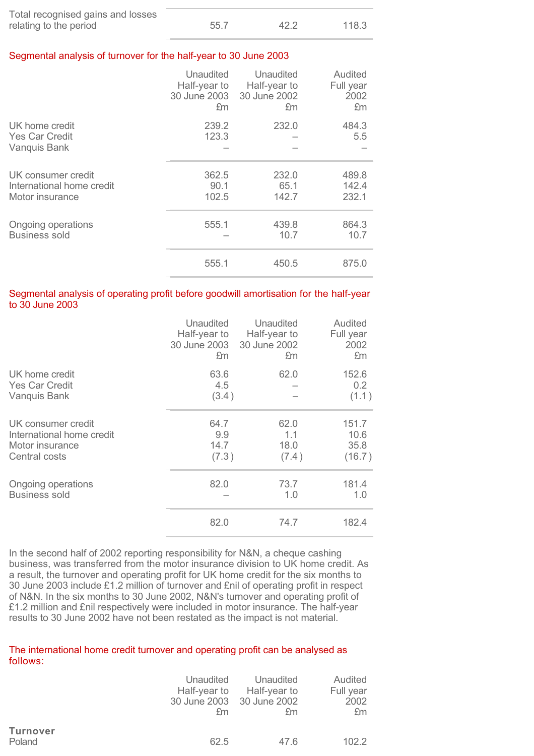| Total recognised gains and losses relating to the period | 55.7 | 42.2 | 118.3 |
|---|---|---|---|

## Segmental analysis of turnover for the half-year to 30 June 2003

| | Unaudited Half-year to 30 June 2003 £m | Unaudited Half-year to 30 June 2002 £m | Audited Full year 2002 £m |
|---|---|---|---|
| UK home credit | 239.2 | 232.0 | 484.3 |
| Yes Car Credit | 123.3 | – | 5.5 |
| Vanquis Bank | – | – | – |
| UK consumer credit | 362.5 | 232.0 | 489.8 |
| International home credit | 90.1 | 65.1 | 142.4 |
| Motor insurance | 102.5 | 142.7 | 232.1 |
| Ongoing operations | 555.1 | 439.8 | 864.3 |
| Business sold | – | 10.7 | 10.7 |
| | 555.1 | 450.5 | 875.0 |

## Segmental analysis of operating profit before goodwill amortisation for the half-year to 30 June 2003

| | Unaudited Half-year to 30 June 2003 £m | Unaudited Half-year to 30 June 2002 £m | Audited Full year 2002 £m |
|---|---|---|---|
| UK home credit | 63.6 | 62.0 | 152.6 |
| Yes Car Credit | 4.5 | – | 0.2 |
| Vanquis Bank | (3.4) | – | (1.1) |
| UK consumer credit | 64.7 | 62.0 | 151.7 |
| International home credit | 9.9 | 1.1 | 10.6 |
| Motor insurance | 14.7 | 18.0 | 35.8 |
| Central costs | (7.3) | (7.4) | (16.7) |
| Ongoing operations | 82.0 | 73.7 | 181.4 |
| Business sold | – | 1.0 | 1.0 |
| | 82.0 | 74.7 | 182.4 |

In the second half of 2002 reporting responsibility for N&N, a cheque cashing business, was transferred from the motor insurance division to UK home credit. As a result, the turnover and operating profit for UK home credit for the six months to 30 June 2003 include £1.2 million of turnover and £nil of operating profit in respect of N&N. In the six months to 30 June 2002, N&N's turnover and operating profit of £1.2 million and £nil respectively were included in motor insurance. The half-year results to 30 June 2002 have not been restated as the impact is not material.

## The international home credit turnover and operating profit can be analysed as follows:

| | Unaudited Half-year to 30 June 2003 £m | Unaudited Half-year to 30 June 2002 £m | Audited Full year 2002 £m |
|---|---|---|---|
| **Turnover** | | | |
| Poland | 62.5 | 47.6 | 102.2 |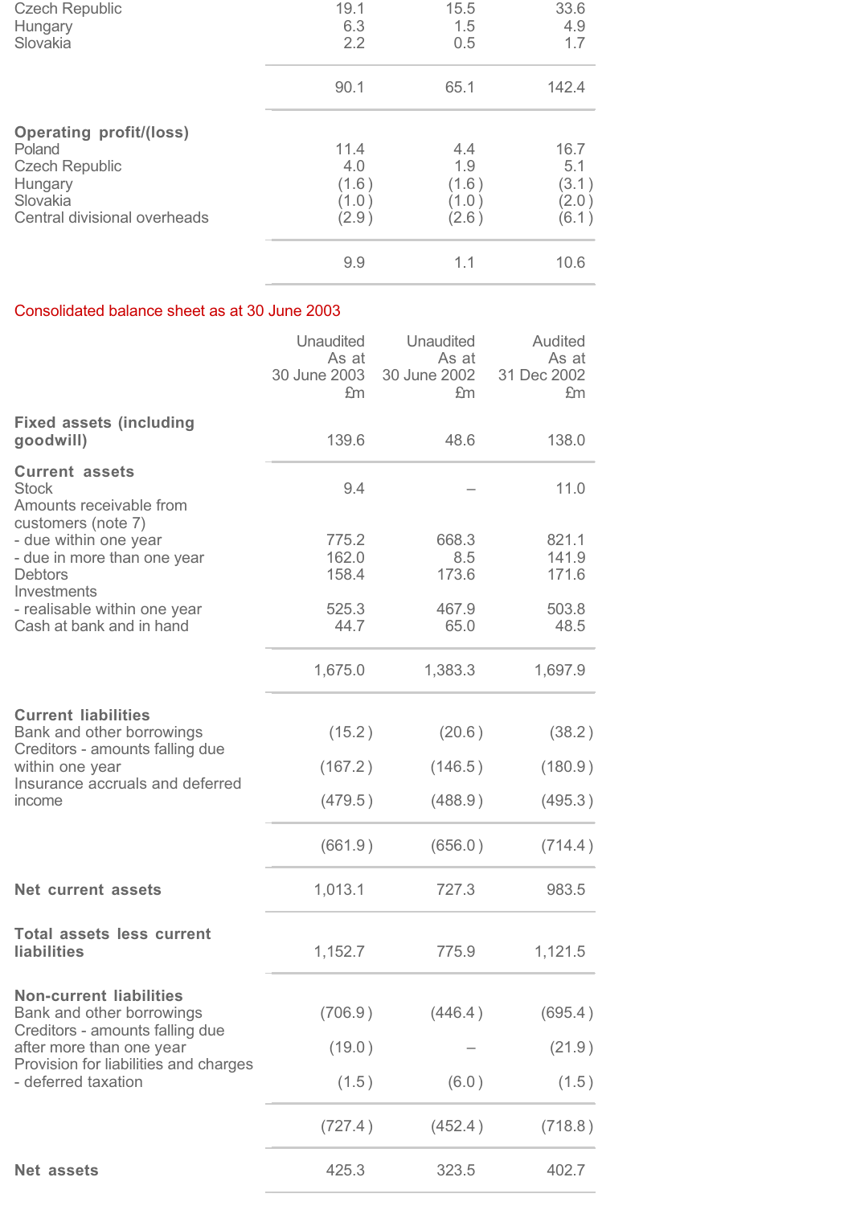| | | | |
|---|---|---|---|
| Czech Republic | 19.1 | 15.5 | 33.6 |
| Hungary | 6.3 | 1.5 | 4.9 |
| Slovakia | 2.2 | 0.5 | 1.7 |
| | 90.1 | 65.1 | 142.4 |
| **Operating profit/(loss)** | | | |
| Poland | 11.4 | 4.4 | 16.7 |
| Czech Republic | 4.0 | 1.9 | 5.1 |
| Hungary | (1.6) | (1.6) | (3.1) |
| Slovakia | (1.0) | (1.0) | (2.0) |
| Central divisional overheads | (2.9) | (2.6) | (6.1) |
| | 9.9 | 1.1 | 10.6 |

## Consolidated balance sheet as at 30 June 2003

| | Unaudited As at 30 June 2003 £m | Unaudited As at 30 June 2002 £m | Audited As at 31 Dec 2002 £m |
|---|---|---|---|
| **Fixed assets (including goodwill)** | 139.6 | 48.6 | 138.0 |
| **Current assets** | | | |
| Stock | 9.4 | – | 11.0 |
| Amounts receivable from customers (note 7) | | | |
| - due within one year | 775.2 | 668.3 | 821.1 |
| - due in more than one year | 162.0 | 8.5 | 141.9 |
| Debtors | 158.4 | 173.6 | 171.6 |
| Investments | | | |
| - realisable within one year | 525.3 | 467.9 | 503.8 |
| Cash at bank and in hand | 44.7 | 65.0 | 48.5 |
| | 1,675.0 | 1,383.3 | 1,697.9 |
| **Current liabilities** | | | |
| Bank and other borrowings | (15.2) | (20.6) | (38.2) |
| Creditors - amounts falling due within one year | (167.2) | (146.5) | (180.9) |
| Insurance accruals and deferred income | (479.5) | (488.9) | (495.3) |
| | (661.9) | (656.0) | (714.4) |
| **Net current assets** | 1,013.1 | 727.3 | 983.5 |
| **Total assets less current liabilities** | 1,152.7 | 775.9 | 1,121.5 |
| **Non-current liabilities** | | | |
| Bank and other borrowings | (706.9) | (446.4) | (695.4) |
| Creditors - amounts falling due after more than one year | (19.0) | – | (21.9) |
| Provision for liabilities and charges - deferred taxation | (1.5) | (6.0) | (1.5) |
| | (727.4) | (452.4) | (718.8) |
| **Net assets** | 425.3 | 323.5 | 402.7 |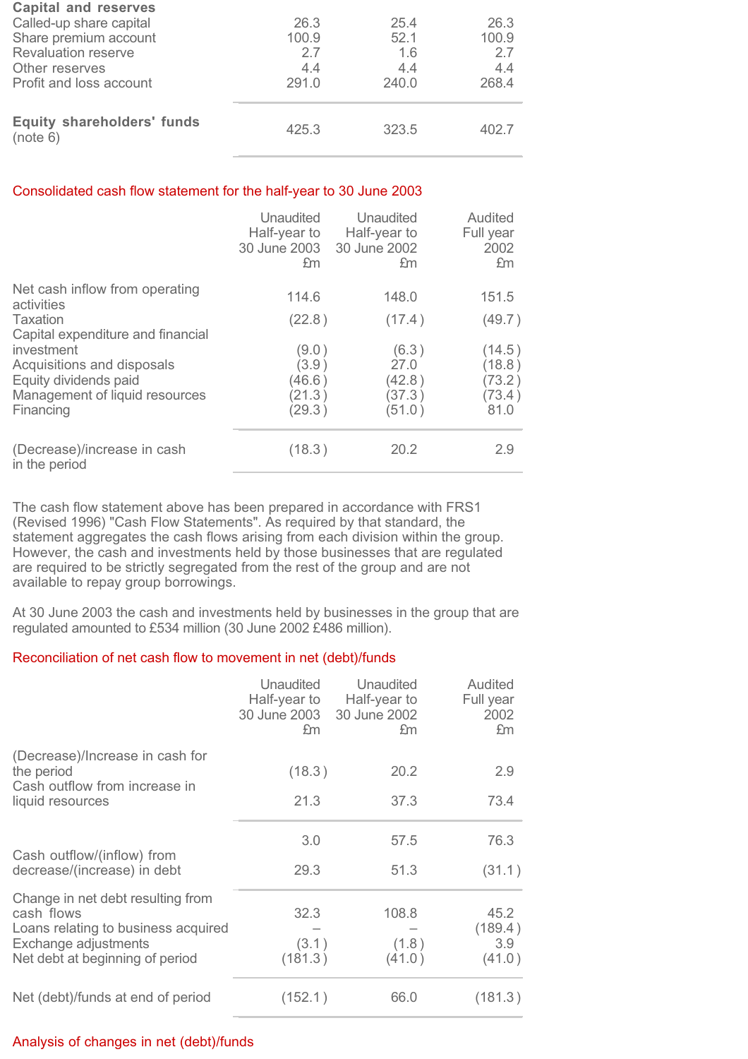| Capital and reserves | | | |
|---|---|---|---|
| Called-up share capital | 26.3 | 25.4 | 26.3 |
| Share premium account | 100.9 | 52.1 | 100.9 |
| Revaluation reserve | 2.7 | 1.6 | 2.7 |
| Other reserves | 4.4 | 4.4 | 4.4 |
| Profit and loss account | 291.0 | 240.0 | 268.4 |
| **Equity shareholders' funds** (note 6) | 425.3 | 323.5 | 402.7 |

## Consolidated cash flow statement for the half-year to 30 June 2003

| | Unaudited Half-year to 30 June 2003 £m | Unaudited Half-year to 30 June 2002 £m | Audited Full year 2002 £m |
|---|---|---|---|
| Net cash inflow from operating activities | 114.6 | 148.0 | 151.5 |
| Taxation | (22.8) | (17.4) | (49.7) |
| Capital expenditure and financial investment | (9.0) | (6.3) | (14.5) |
| Acquisitions and disposals | (3.9) | 27.0 | (18.8) |
| Equity dividends paid | (46.6) | (42.8) | (73.2) |
| Management of liquid resources | (21.3) | (37.3) | (73.4) |
| Financing | (29.3) | (51.0) | 81.0 |
| (Decrease)/increase in cash in the period | (18.3) | 20.2 | 2.9 |

The cash flow statement above has been prepared in accordance with FRS1 (Revised 1996) "Cash Flow Statements". As required by that standard, the statement aggregates the cash flows arising from each division within the group. However, the cash and investments held by those businesses that are regulated are required to be strictly segregated from the rest of the group and are not available to repay group borrowings.

At 30 June 2003 the cash and investments held by businesses in the group that are regulated amounted to £534 million (30 June 2002 £486 million).

## Reconciliation of net cash flow to movement in net (debt)/funds

| | Unaudited Half-year to 30 June 2003 £m | Unaudited Half-year to 30 June 2002 £m | Audited Full year 2002 £m |
|---|---|---|---|
| (Decrease)/Increase in cash for the period | (18.3) | 20.2 | 2.9 |
| Cash outflow from increase in liquid resources | 21.3 | 37.3 | 73.4 |
| | 3.0 | 57.5 | 76.3 |
| Cash outflow/(inflow) from decrease/(increase) in debt | 29.3 | 51.3 | (31.1) |
| Change in net debt resulting from cash flows | 32.3 | 108.8 | 45.2 |
| Loans relating to business acquired | – | – | (189.4) |
| Exchange adjustments | (3.1) | (1.8) | 3.9 |
| Net debt at beginning of period | (181.3) | (41.0) | (41.0) |
| Net (debt)/funds at end of period | (152.1) | 66.0 | (181.3) |

## Analysis of changes in net (debt)/funds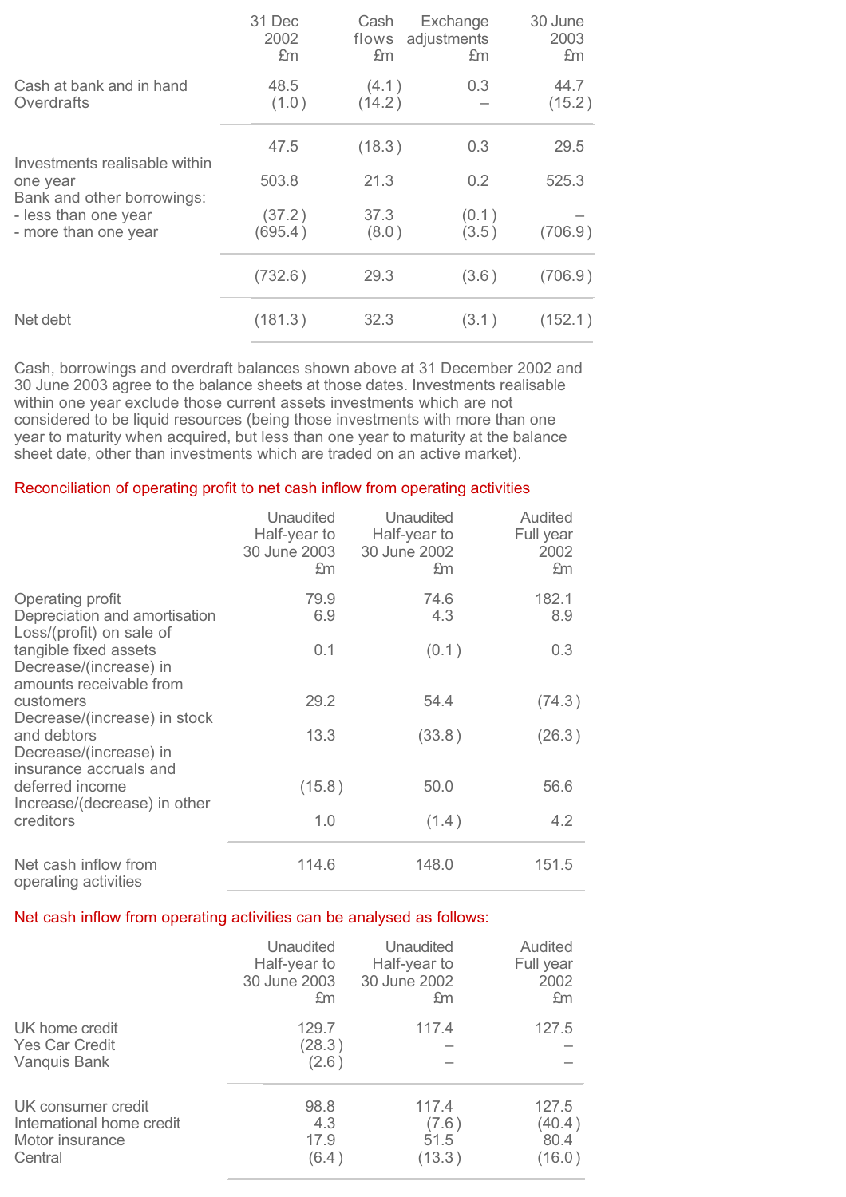| | 31 Dec 2002 £m | Cash flows £m | Exchange adjustments £m | 30 June 2003 £m |
|---|---|---|---|---|
| Cash at bank and in hand | 48.5 | (4.1) | 0.3 | 44.7 |
| Overdrafts | (1.0) | (14.2) | – | (15.2) |
| | 47.5 | (18.3) | 0.3 | 29.5 |
| Investments realisable within one year | 503.8 | 21.3 | 0.2 | 525.3 |
| Bank and other borrowings: | | | | |
| - less than one year | (37.2) | 37.3 | (0.1) | – |
| - more than one year | (695.4) | (8.0) | (3.5) | (706.9) |
| | (732.6) | 29.3 | (3.6) | (706.9) |
| Net debt | (181.3) | 32.3 | (3.1) | (152.1) |

Cash, borrowings and overdraft balances shown above at 31 December 2002 and 30 June 2003 agree to the balance sheets at those dates. Investments realisable within one year exclude those current assets investments which are not considered to be liquid resources (being those investments with more than one year to maturity when acquired, but less than one year to maturity at the balance sheet date, other than investments which are traded on an active market).

## Reconciliation of operating profit to net cash inflow from operating activities

| | Unaudited Half-year to 30 June 2003 £m | Unaudited Half-year to 30 June 2002 £m | Audited Full year 2002 £m |
|---|---|---|---|
| Operating profit | 79.9 | 74.6 | 182.1 |
| Depreciation and amortisation | 6.9 | 4.3 | 8.9 |
| Loss/(profit) on sale of tangible fixed assets | 0.1 | (0.1) | 0.3 |
| Decrease/(increase) in amounts receivable from customers | 29.2 | 54.4 | (74.3) |
| Decrease/(increase) in stock and debtors | 13.3 | (33.8) | (26.3) |
| Decrease/(increase) in insurance accruals and deferred income | (15.8) | 50.0 | 56.6 |
| Increase/(decrease) in other creditors | 1.0 | (1.4) | 4.2 |
| Net cash inflow from operating activities | 114.6 | 148.0 | 151.5 |

## Net cash inflow from operating activities can be analysed as follows:

| | Unaudited Half-year to 30 June 2003 £m | Unaudited Half-year to 30 June 2002 £m | Audited Full year 2002 £m |
|---|---|---|---|
| UK home credit | 129.7 | 117.4 | 127.5 |
| Yes Car Credit | (28.3) | – | – |
| Vanquis Bank | (2.6) | – | – |
| UK consumer credit | 98.8 | 117.4 | 127.5 |
| International home credit | 4.3 | (7.6) | (40.4) |
| Motor insurance | 17.9 | 51.5 | 80.4 |
| Central | (6.4) | (13.3) | (16.0) |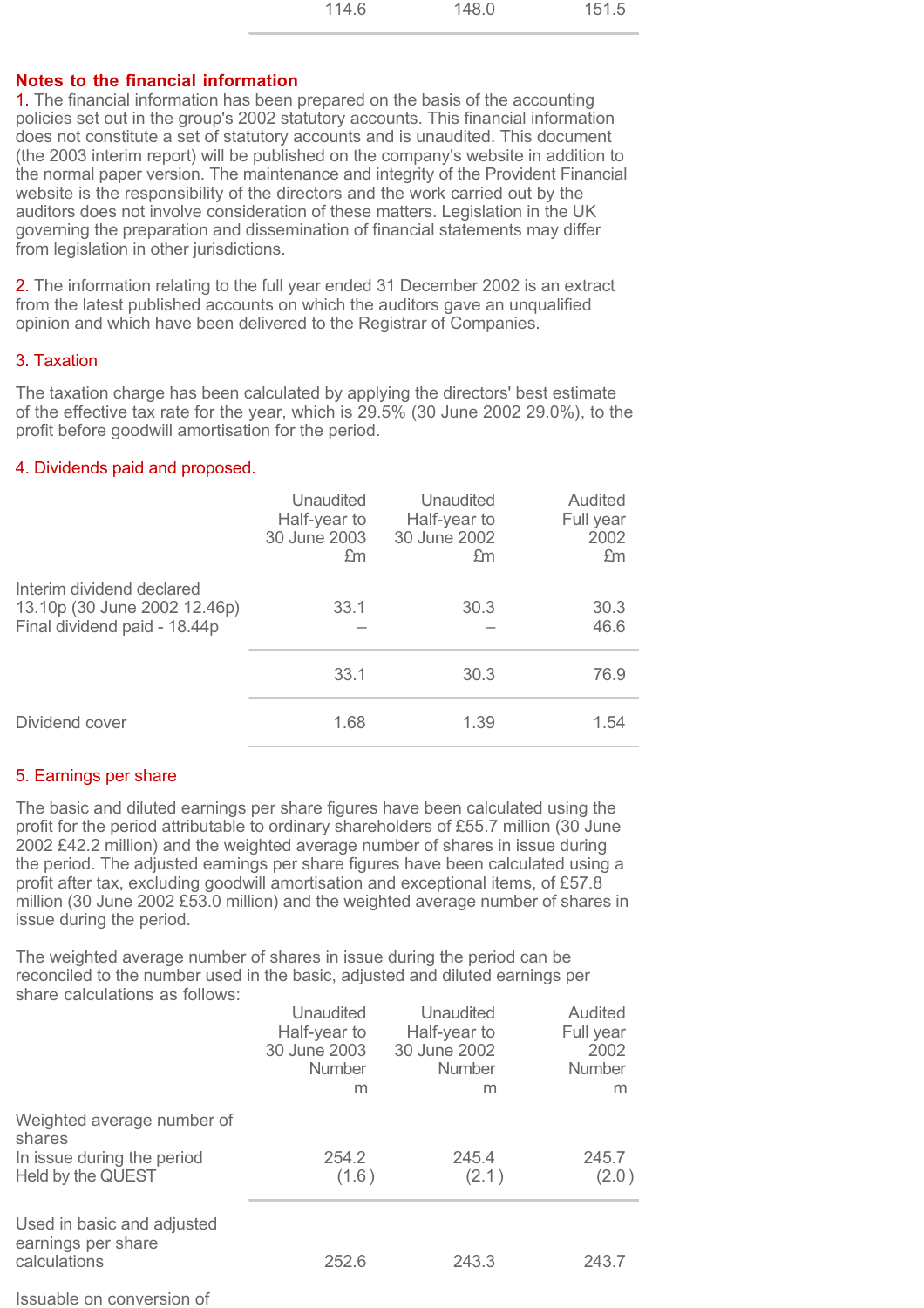| | | | |
|---|---|---|---|
| | 114.6 | 148.0 | 151.5 |

## Notes to the financial information

1. The financial information has been prepared on the basis of the accounting policies set out in the group's 2002 statutory accounts. This financial information does not constitute a set of statutory accounts and is unaudited. This document (the 2003 interim report) will be published on the company's website in addition to the normal paper version. The maintenance and integrity of the Provident Financial website is the responsibility of the directors and the work carried out by the auditors does not involve consideration of these matters. Legislation in the UK governing the preparation and dissemination of financial statements may differ from legislation in other jurisdictions.

2. The information relating to the full year ended 31 December 2002 is an extract from the latest published accounts on which the auditors gave an unqualified opinion and which have been delivered to the Registrar of Companies.

### 3. Taxation

The taxation charge has been calculated by applying the directors' best estimate of the effective tax rate for the year, which is 29.5% (30 June 2002 29.0%), to the profit before goodwill amortisation for the period.

### 4. Dividends paid and proposed.

| | Unaudited Half-year to 30 June 2003 £m | Unaudited Half-year to 30 June 2002 £m | Audited Full year 2002 £m |
|---|---|---|---|
| Interim dividend declared 13.10p (30 June 2002 12.46p) | 33.1 | 30.3 | 30.3 |
| Final dividend paid - 18.44p | – | – | 46.6 |
| | 33.1 | 30.3 | 76.9 |
| Dividend cover | 1.68 | 1.39 | 1.54 |

### 5. Earnings per share

The basic and diluted earnings per share figures have been calculated using the profit for the period attributable to ordinary shareholders of £55.7 million (30 June 2002 £42.2 million) and the weighted average number of shares in issue during the period. The adjusted earnings per share figures have been calculated using a profit after tax, excluding goodwill amortisation and exceptional items, of £57.8 million (30 June 2002 £53.0 million) and the weighted average number of shares in issue during the period.

The weighted average number of shares in issue during the period can be reconciled to the number used in the basic, adjusted and diluted earnings per share calculations as follows:

| | Unaudited Half-year to 30 June 2003 Number m | Unaudited Half-year to 30 June 2002 Number m | Audited Full year 2002 Number m |
|---|---|---|---|
| Weighted average number of shares | | | |
| In issue during the period | 254.2 | 245.4 | 245.7 |
| Held by the QUEST | (1.6) | (2.1) | (2.0) |
| Used in basic and adjusted earnings per share calculations | 252.6 | 243.3 | 243.7 |
| Issuable on conversion of | | | |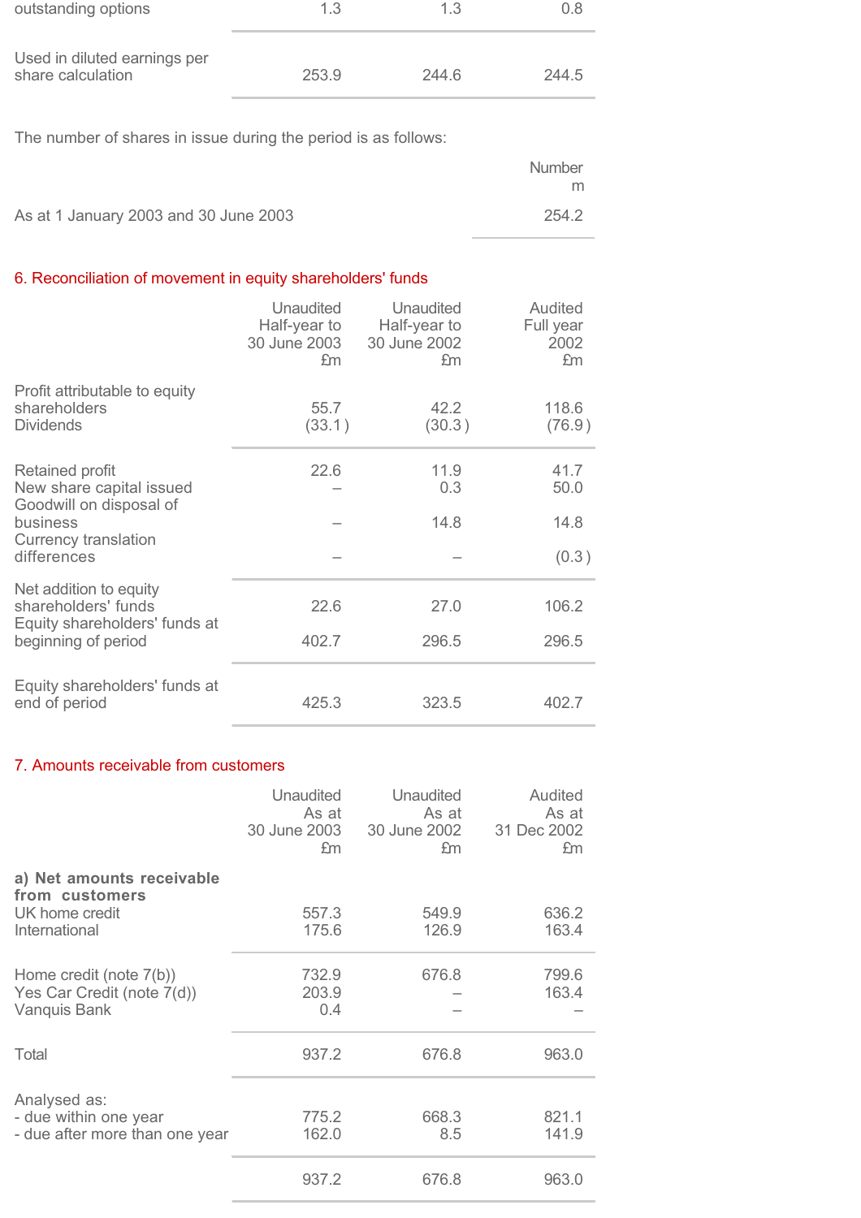| | | | |
|---|---|---|---|
| outstanding options | 1.3 | 1.3 | 0.8 |
| Used in diluted earnings per share calculation | 253.9 | 244.6 | 244.5 |

The number of shares in issue during the period is as follows:

| | Number m |
|---|---|
| As at 1 January 2003 and 30 June 2003 | 254.2 |

## 6. Reconciliation of movement in equity shareholders' funds

| | Unaudited Half-year to 30 June 2003 £m | Unaudited Half-year to 30 June 2002 £m | Audited Full year 2002 £m |
|---|---|---|---|
| Profit attributable to equity shareholders | 55.7 | 42.2 | 118.6 |
| Dividends | (33.1) | (30.3) | (76.9) |
| Retained profit | 22.6 | 11.9 | 41.7 |
| New share capital issued | – | 0.3 | 50.0 |
| Goodwill on disposal of business | – | 14.8 | 14.8 |
| Currency translation differences | – | – | (0.3) |
| Net addition to equity shareholders' funds | 22.6 | 27.0 | 106.2 |
| Equity shareholders' funds at beginning of period | 402.7 | 296.5 | 296.5 |
| Equity shareholders' funds at end of period | 425.3 | 323.5 | 402.7 |

## 7. Amounts receivable from customers

| | Unaudited As at 30 June 2003 £m | Unaudited As at 30 June 2002 £m | Audited As at 31 Dec 2002 £m |
|---|---|---|---|
| **a) Net amounts receivable from customers** | | | |
| UK home credit | 557.3 | 549.9 | 636.2 |
| International | 175.6 | 126.9 | 163.4 |
| Home credit (note 7(b)) | 732.9 | 676.8 | 799.6 |
| Yes Car Credit (note 7(d)) | 203.9 | – | 163.4 |
| Vanquis Bank | 0.4 | – | – |
| Total | 937.2 | 676.8 | 963.0 |
| Analysed as: | | | |
| - due within one year | 775.2 | 668.3 | 821.1 |
| - due after more than one year | 162.0 | 8.5 | 141.9 |
| | 937.2 | 676.8 | 963.0 |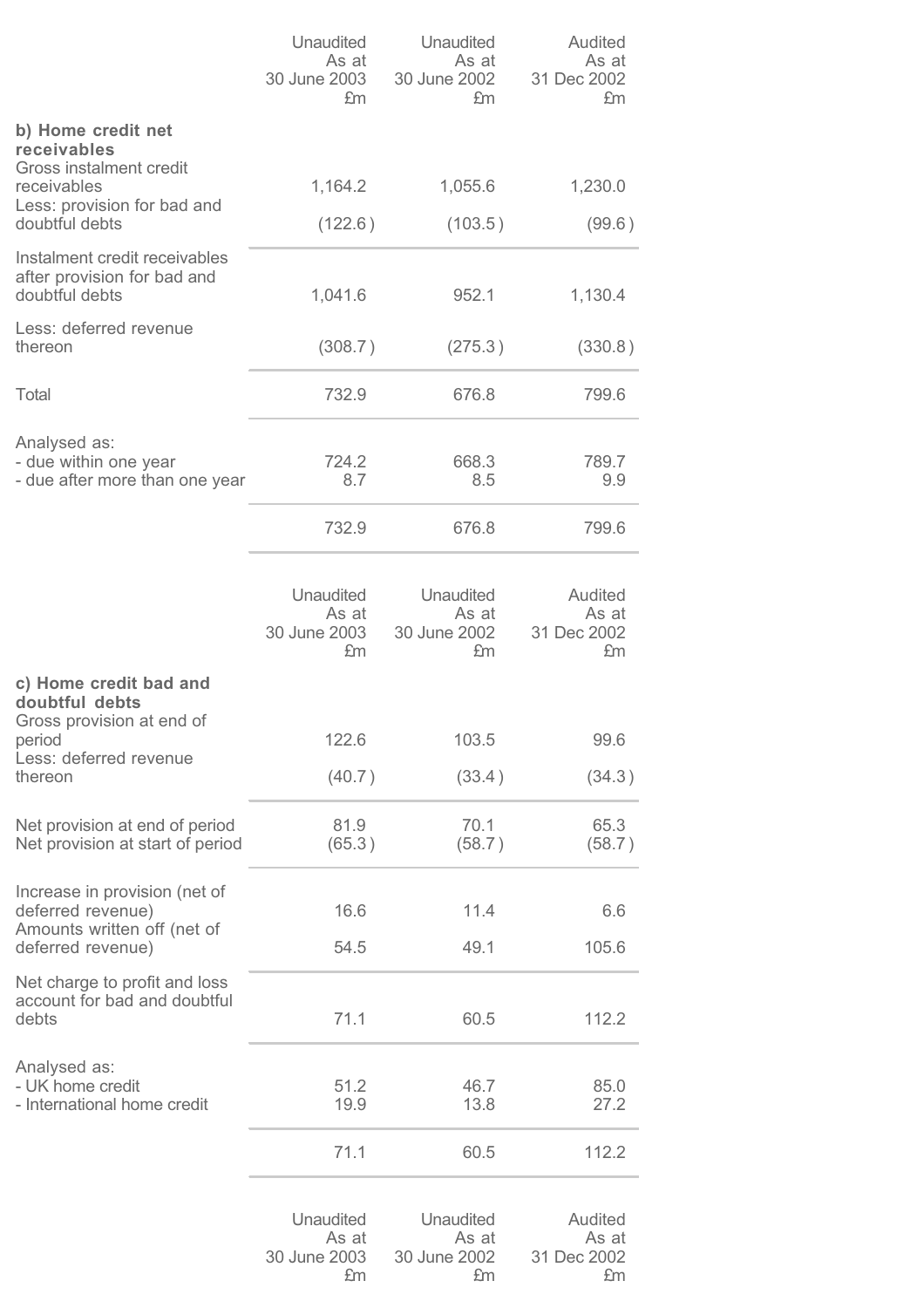| | Unaudited As at 30 June 2003 £m | Unaudited As at 30 June 2002 £m | Audited As at 31 Dec 2002 £m |
|---|---|---|---|
| **b) Home credit net receivables** | | | |
| Gross instalment credit receivables | 1,164.2 | 1,055.6 | 1,230.0 |
| Less: provision for bad and doubtful debts | (122.6) | (103.5) | (99.6) |
| Instalment credit receivables after provision for bad and doubtful debts | 1,041.6 | 952.1 | 1,130.4 |
| Less: deferred revenue thereon | (308.7) | (275.3) | (330.8) |
| Total | 732.9 | 676.8 | 799.6 |
| Analysed as: | | | |
| - due within one year | 724.2 | 668.3 | 789.7 |
| - due after more than one year | 8.7 | 8.5 | 9.9 |
| | 732.9 | 676.8 | 799.6 |

| | Unaudited As at 30 June 2003 £m | Unaudited As at 30 June 2002 £m | Audited As at 31 Dec 2002 £m |
|---|---|---|---|
| **c) Home credit bad and doubtful debts** | | | |
| Gross provision at end of period | 122.6 | 103.5 | 99.6 |
| Less: deferred revenue thereon | (40.7) | (33.4) | (34.3) |
| Net provision at end of period | 81.9 | 70.1 | 65.3 |
| Net provision at start of period | (65.3) | (58.7) | (58.7) |
| Increase in provision (net of deferred revenue) | 16.6 | 11.4 | 6.6 |
| Amounts written off (net of deferred revenue) | 54.5 | 49.1 | 105.6 |
| Net charge to profit and loss account for bad and doubtful debts | 71.1 | 60.5 | 112.2 |
| Analysed as: | | | |
| - UK home credit | 51.2 | 46.7 | 85.0 |
| - International home credit | 19.9 | 13.8 | 27.2 |
| | 71.1 | 60.5 | 112.2 |

| | Unaudited As at 30 June 2003 £m | Unaudited As at 30 June 2002 £m | Audited As at 31 Dec 2002 £m |
|---|---|---|---|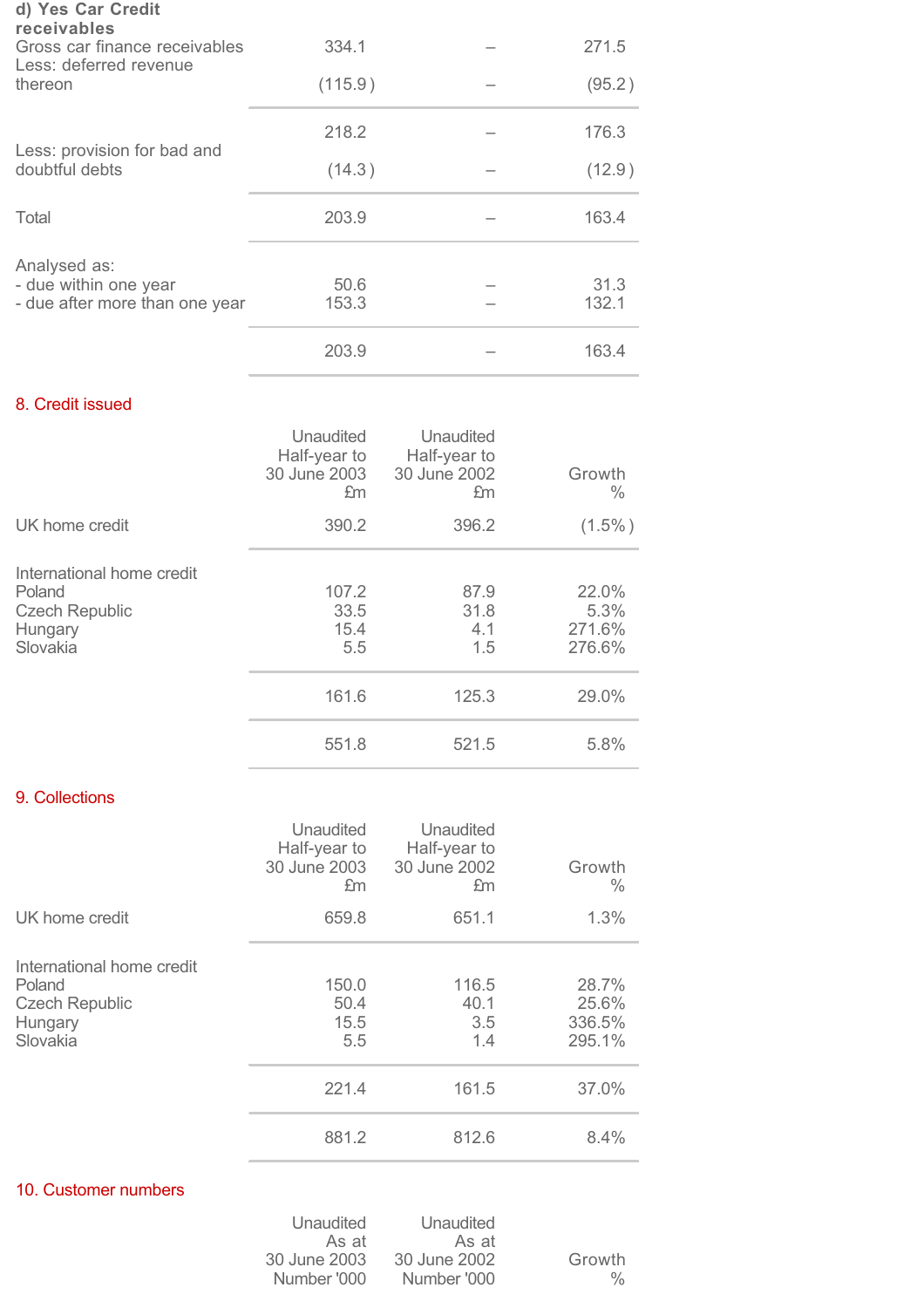**d) Yes Car Credit receivables**

| | | | |
|---|---|---|---|
| Gross car finance receivables | 334.1 | – | 271.5 |
| Less: deferred revenue thereon | (115.9) | – | (95.2) |
| | 218.2 | – | 176.3 |
| Less: provision for bad and doubtful debts | (14.3) | – | (12.9) |
| Total | 203.9 | – | 163.4 |
| Analysed as: | | | |
| - due within one year | 50.6 | – | 31.3 |
| - due after more than one year | 153.3 | – | 132.1 |
| | 203.9 | – | 163.4 |

## 8. Credit issued

| | Unaudited Half-year to 30 June 2003 £m | Unaudited Half-year to 30 June 2002 £m | Growth % |
|---|---|---|---|
| UK home credit | 390.2 | 396.2 | (1.5%) |
| International home credit | | | |
| Poland | 107.2 | 87.9 | 22.0% |
| Czech Republic | 33.5 | 31.8 | 5.3% |
| Hungary | 15.4 | 4.1 | 271.6% |
| Slovakia | 5.5 | 1.5 | 276.6% |
| | 161.6 | 125.3 | 29.0% |
| | 551.8 | 521.5 | 5.8% |

## 9. Collections

| | Unaudited Half-year to 30 June 2003 £m | Unaudited Half-year to 30 June 2002 £m | Growth % |
|---|---|---|---|
| UK home credit | 659.8 | 651.1 | 1.3% |
| International home credit | | | |
| Poland | 150.0 | 116.5 | 28.7% |
| Czech Republic | 50.4 | 40.1 | 25.6% |
| Hungary | 15.5 | 3.5 | 336.5% |
| Slovakia | 5.5 | 1.4 | 295.1% |
| | 221.4 | 161.5 | 37.0% |
| | 881.2 | 812.6 | 8.4% |

## 10. Customer numbers

| | Unaudited As at 30 June 2003 Number '000 | Unaudited As at 30 June 2002 Number '000 | Growth % |
|---|---|---|---|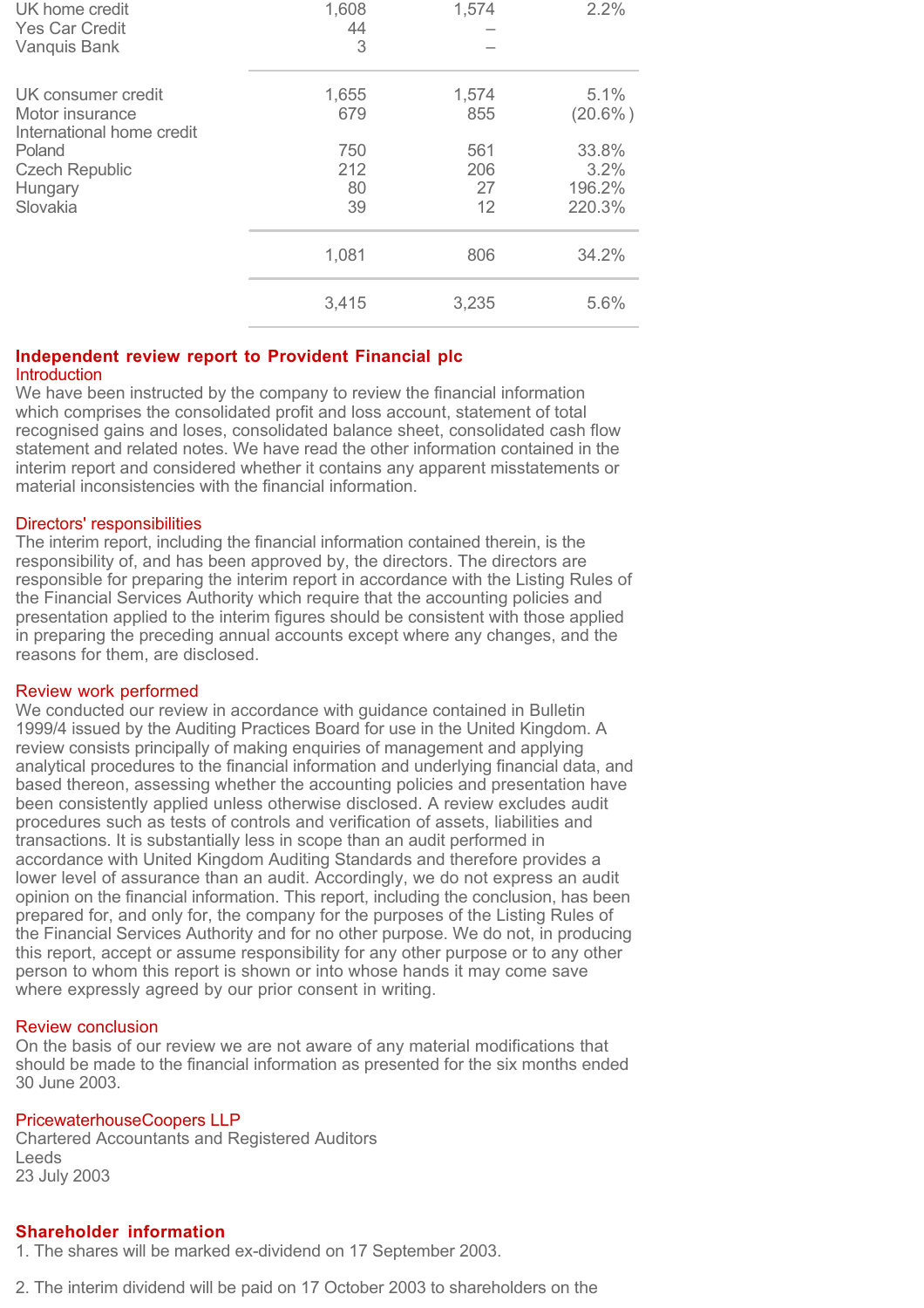| | | | |
|---|---|---|---|
| UK home credit | 1,608 | 1,574 | 2.2% |
| Yes Car Credit | 44 | – | |
| Vanquis Bank | 3 | – | |
| UK consumer credit | 1,655 | 1,574 | 5.1% |
| Motor insurance | 679 | 855 | (20.6% ) |
| International home credit | | | |
| Poland | 750 | 561 | 33.8% |
| Czech Republic | 212 | 206 | 3.2% |
| Hungary | 80 | 27 | 196.2% |
| Slovakia | 39 | 12 | 220.3% |
| | 1,081 | 806 | 34.2% |
| | 3,415 | 3,235 | 5.6% |

## Independent review report to Provident Financial plc

### Introduction

We have been instructed by the company to review the financial information which comprises the consolidated profit and loss account, statement of total recognised gains and loses, consolidated balance sheet, consolidated cash flow statement and related notes. We have read the other information contained in the interim report and considered whether it contains any apparent misstatements or material inconsistencies with the financial information.

### Directors' responsibilities

The interim report, including the financial information contained therein, is the responsibility of, and has been approved by, the directors. The directors are responsible for preparing the interim report in accordance with the Listing Rules of the Financial Services Authority which require that the accounting policies and presentation applied to the interim figures should be consistent with those applied in preparing the preceding annual accounts except where any changes, and the reasons for them, are disclosed.

### Review work performed

We conducted our review in accordance with guidance contained in Bulletin 1999/4 issued by the Auditing Practices Board for use in the United Kingdom. A review consists principally of making enquiries of management and applying analytical procedures to the financial information and underlying financial data, and based thereon, assessing whether the accounting policies and presentation have been consistently applied unless otherwise disclosed. A review excludes audit procedures such as tests of controls and verification of assets, liabilities and transactions. It is substantially less in scope than an audit performed in accordance with United Kingdom Auditing Standards and therefore provides a lower level of assurance than an audit. Accordingly, we do not express an audit opinion on the financial information. This report, including the conclusion, has been prepared for, and only for, the company for the purposes of the Listing Rules of the Financial Services Authority and for no other purpose. We do not, in producing this report, accept or assume responsibility for any other purpose or to any other person to whom this report is shown or into whose hands it may come save where expressly agreed by our prior consent in writing.

### Review conclusion

On the basis of our review we are not aware of any material modifications that should be made to the financial information as presented for the six months ended 30 June 2003.

PricewaterhouseCoopers LLP
Chartered Accountants and Registered Auditors
Leeds
23 July 2003

## Shareholder information

1. The shares will be marked ex-dividend on 17 September 2003.

2. The interim dividend will be paid on 17 October 2003 to shareholders on the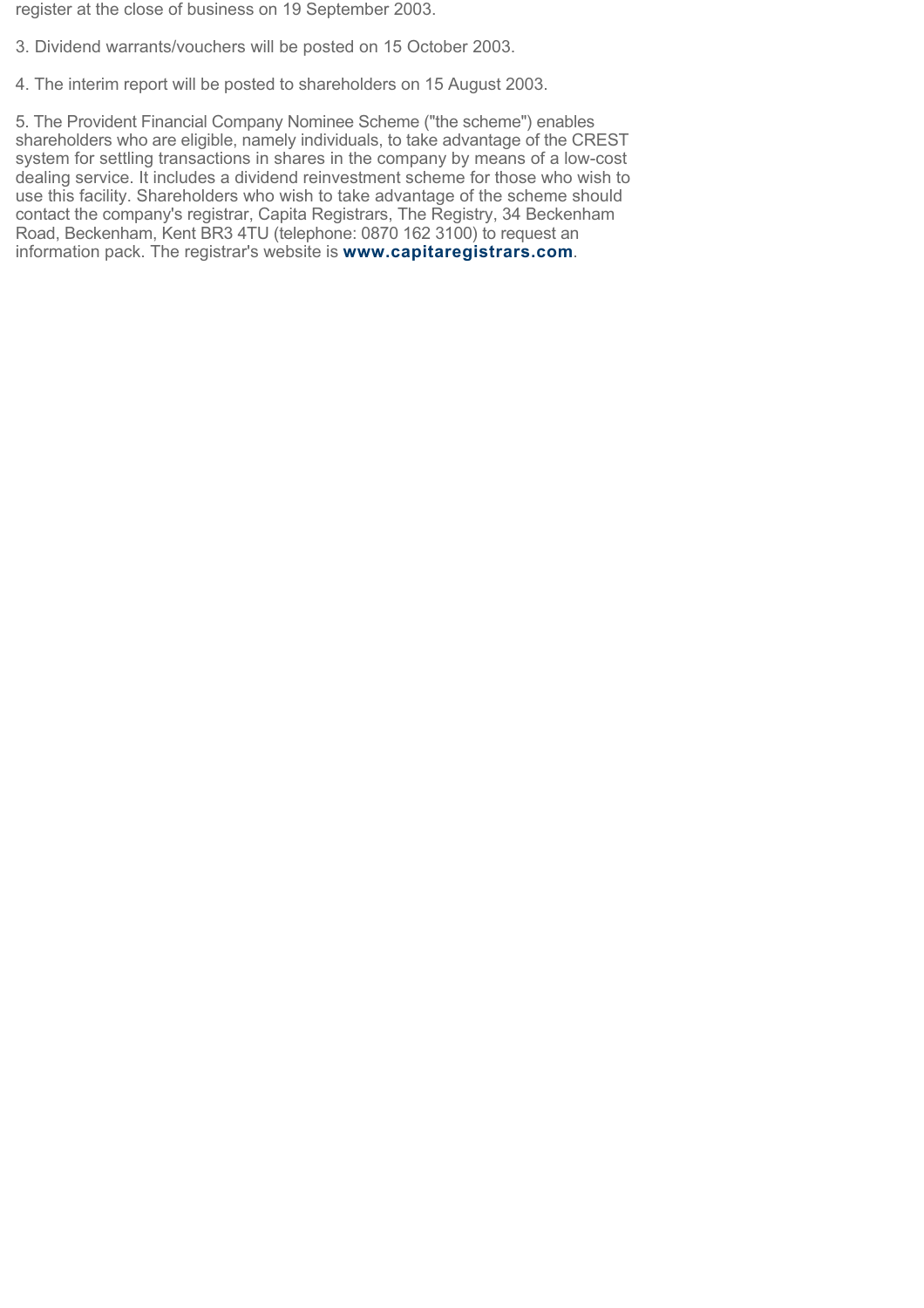register at the close of business on 19 September 2003.

3. Dividend warrants/vouchers will be posted on 15 October 2003.

4. The interim report will be posted to shareholders on 15 August 2003.

5. The Provident Financial Company Nominee Scheme ("the scheme") enables shareholders who are eligible, namely individuals, to take advantage of the CREST system for settling transactions in shares in the company by means of a low-cost dealing service. It includes a dividend reinvestment scheme for those who wish to use this facility. Shareholders who wish to take advantage of the scheme should contact the company's registrar, Capita Registrars, The Registry, 34 Beckenham Road, Beckenham, Kent BR3 4TU (telephone: 0870 162 3100) to request an information pack. The registrar's website is **www.capitaregistrars.com**.